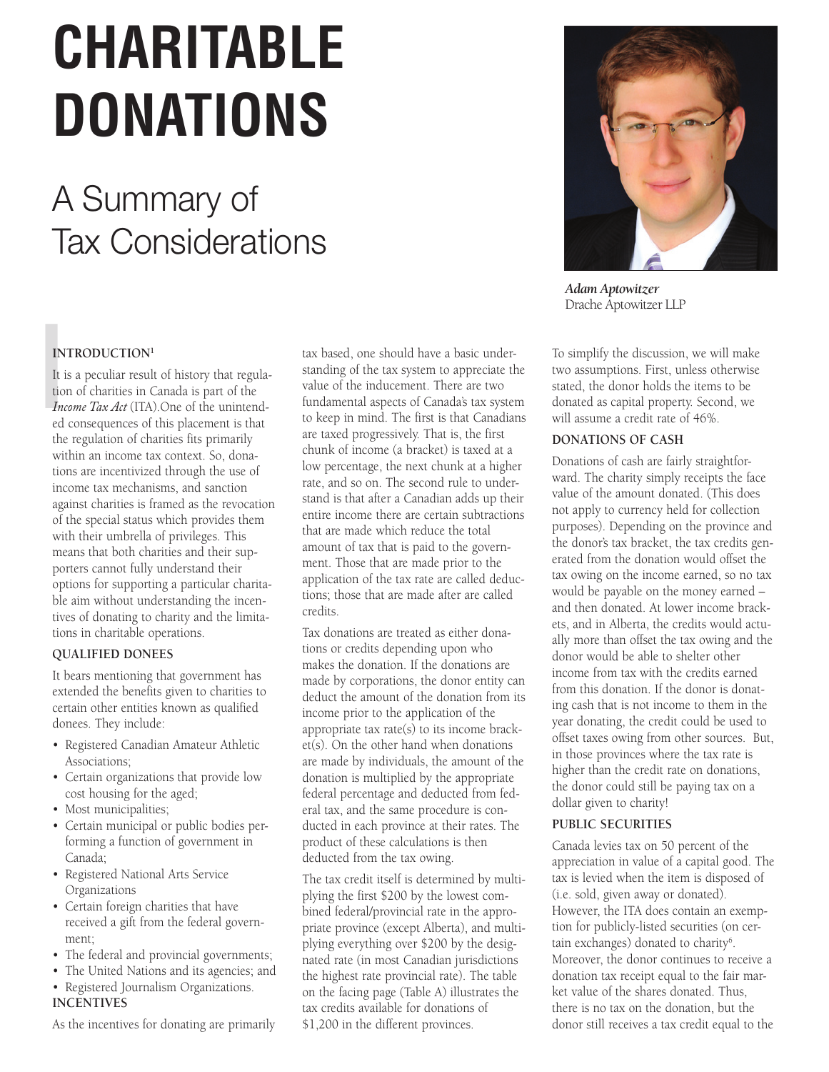# CHARITABLE DONATIONS

## A Summary of Tax Considerations

***Adam Aptowitzer***
Drache Aptowitzer LLP

### INTRODUCTION[1]

It is a peculiar result of history that regulation of charities in Canada is part of the *Income Tax Act* (ITA).One of the unintended consequences of this placement is that the regulation of charities fits primarily within an income tax context. So, donations are incentivized through the use of income tax mechanisms, and sanction against charities is framed as the revocation of the special status which provides them with their umbrella of privileges. This means that both charities and their supporters cannot fully understand their options for supporting a particular charitable aim without understanding the incentives of donating to charity and the limitations in charitable operations.

### QUALIFIED DONEES

It bears mentioning that government has extended the benefits given to charities to certain other entities known as qualified donees. They include:

- Registered Canadian Amateur Athletic Associations;
- Certain organizations that provide low cost housing for the aged;
- Most municipalities;
- Certain municipal or public bodies performing a function of government in Canada;
- Registered National Arts Service Organizations
- Certain foreign charities that have received a gift from the federal government;
- The federal and provincial governments;
- The United Nations and its agencies; and
- Registered Journalism Organizations.

### INCENTIVES

As the incentives for donating are primarily tax based, one should have a basic understanding of the tax system to appreciate the value of the inducement. There are two fundamental aspects of Canada's tax system to keep in mind. The first is that Canadians are taxed progressively. That is, the first chunk of income (a bracket) is taxed at a low percentage, the next chunk at a higher rate, and so on. The second rule to understand is that after a Canadian adds up their entire income there are certain subtractions that are made which reduce the total amount of tax that is paid to the government. Those that are made prior to the application of the tax rate are called deductions; those that are made after are called credits.

Tax donations are treated as either donations or credits depending upon who makes the donation. If the donations are made by corporations, the donor entity can deduct the amount of the donation from its income prior to the application of the appropriate tax rate(s) to its income bracket(s). On the other hand when donations are made by individuals, the amount of the donation is multiplied by the appropriate federal percentage and deducted from federal tax, and the same procedure is conducted in each province at their rates. The product of these calculations is then deducted from the tax owing.

The tax credit itself is determined by multiplying the first $200 by the lowest combined federal/provincial rate in the appropriate province (except Alberta), and multiplying everything over $200 by the designated rate (in most Canadian jurisdictions the highest rate provincial rate). The table on the facing page (Table A) illustrates the tax credits available for donations of $1,200 in the different provinces.

To simplify the discussion, we will make two assumptions. First, unless otherwise stated, the donor holds the items to be donated as capital property. Second, we will assume a credit rate of 46%.

### DONATIONS OF CASH

Donations of cash are fairly straightforward. The charity simply receipts the face value of the amount donated. (This does not apply to currency held for collection purposes). Depending on the province and the donor's tax bracket, the tax credits generated from the donation would offset the tax owing on the income earned, so no tax would be payable on the money earned – and then donated. At lower income brackets, and in Alberta, the credits would actually more than offset the tax owing and the donor would be able to shelter other income from tax with the credits earned from this donation. If the donor is donating cash that is not income to them in the year donating, the credit could be used to offset taxes owing from other sources. But, in those provinces where the tax rate is higher than the credit rate on donations, the donor could still be paying tax on a dollar given to charity!

### PUBLIC SECURITIES

Canada levies tax on 50 percent of the appreciation in value of a capital good. The tax is levied when the item is disposed of (i.e. sold, given away or donated). However, the ITA does contain an exemption for publicly-listed securities (on certain exchanges) donated to charity[6]. Moreover, the donor continues to receive a donation tax receipt equal to the fair market value of the shares donated. Thus, there is no tax on the donation, but the donor still receives a tax credit equal to the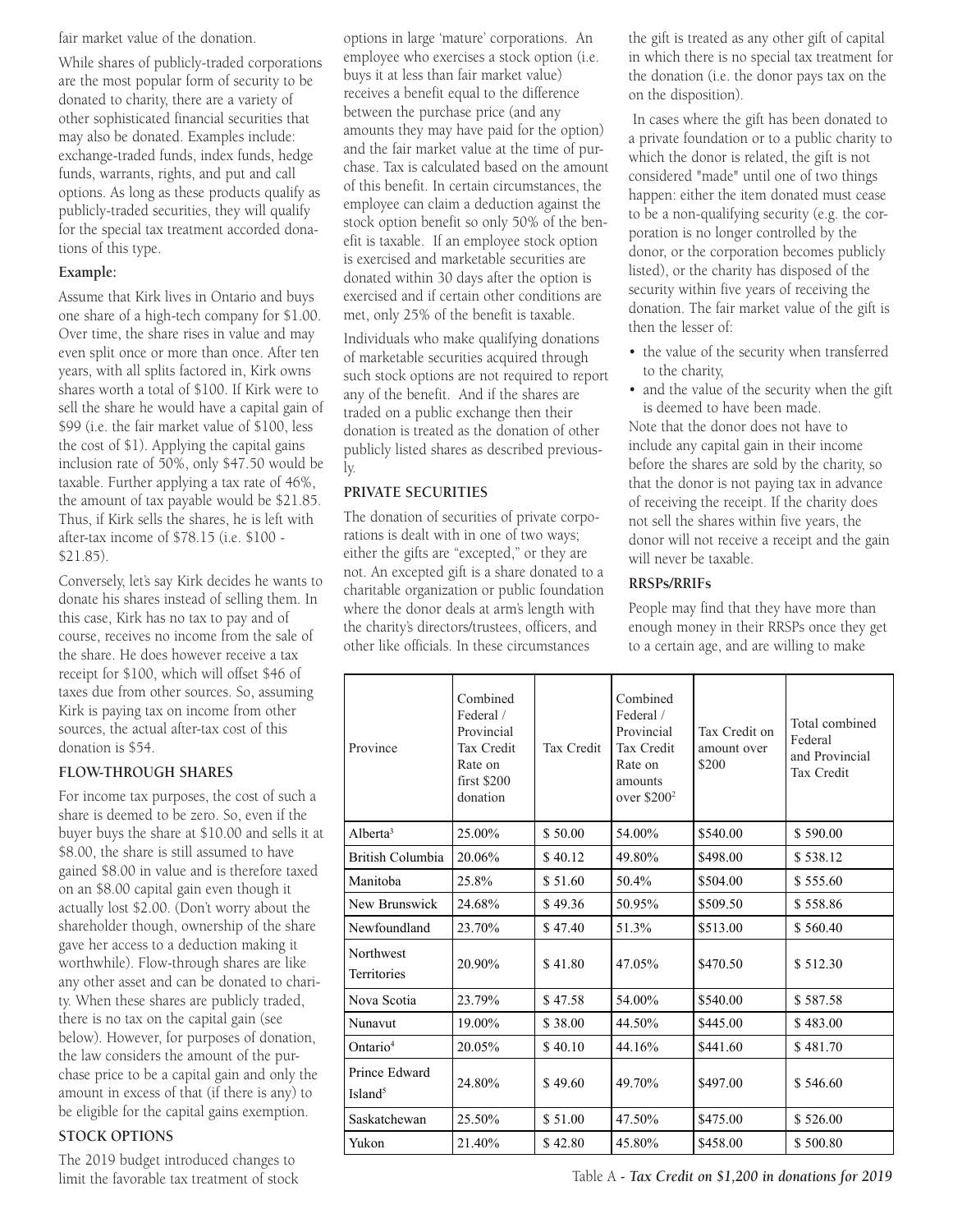fair market value of the donation.

While shares of publicly-traded corporations are the most popular form of security to be donated to charity, there are a variety of other sophisticated financial securities that may also be donated. Examples include: exchange-traded funds, index funds, hedge funds, warrants, rights, and put and call options. As long as these products qualify as publicly-traded securities, they will qualify for the special tax treatment accorded donations of this type.

**Example:**

Assume that Kirk lives in Ontario and buys one share of a high-tech company for $1.00. Over time, the share rises in value and may even split once or more than once. After ten years, with all splits factored in, Kirk owns shares worth a total of $100. If Kirk were to sell the share he would have a capital gain of $99 (i.e. the fair market value of $100, less the cost of $1). Applying the capital gains inclusion rate of 50%, only $47.50 would be taxable. Further applying a tax rate of 46%, the amount of tax payable would be $21.85. Thus, if Kirk sells the shares, he is left with after-tax income of $78.15 (i.e. $100 - $21.85).

Conversely, let's say Kirk decides he wants to donate his shares instead of selling them. In this case, Kirk has no tax to pay and of course, receives no income from the sale of the share. He does however receive a tax receipt for $100, which will offset $46 of taxes due from other sources. So, assuming Kirk is paying tax on income from other sources, the actual after-tax cost of this donation is $54.

## FLOW-THROUGH SHARES

For income tax purposes, the cost of such a share is deemed to be zero. So, even if the buyer buys the share at $10.00 and sells it at $8.00, the share is still assumed to have gained $8.00 in value and is therefore taxed on an $8.00 capital gain even though it actually lost $2.00. (Don't worry about the shareholder though, ownership of the share gave her access to a deduction making it worthwhile). Flow-through shares are like any other asset and can be donated to charity. When these shares are publicly traded, there is no tax on the capital gain (see below). However, for purposes of donation, the law considers the amount of the purchase price to be a capital gain and only the amount in excess of that (if there is any) to be eligible for the capital gains exemption.

## STOCK OPTIONS

The 2019 budget introduced changes to limit the favorable tax treatment of stock options in large 'mature' corporations. An employee who exercises a stock option (i.e. buys it at less than fair market value) receives a benefit equal to the difference between the purchase price (and any amounts they may have paid for the option) and the fair market value at the time of purchase. Tax is calculated based on the amount of this benefit. In certain circumstances, the employee can claim a deduction against the stock option benefit so only 50% of the benefit is taxable. If an employee stock option is exercised and marketable securities are donated within 30 days after the option is exercised and if certain other conditions are met, only 25% of the benefit is taxable.

Individuals who make qualifying donations of marketable securities acquired through such stock options are not required to report any of the benefit. And if the shares are traded on a public exchange then their donation is treated as the donation of other publicly listed shares as described previously.

## PRIVATE SECURITIES

The donation of securities of private corporations is dealt with in one of two ways; either the gifts are "excepted," or they are not. An excepted gift is a share donated to a charitable organization or public foundation where the donor deals at arm's length with the charity's directors/trustees, officers, and other like officials. In these circumstances the gift is treated as any other gift of capital in which there is no special tax treatment for the donation (i.e. the donor pays tax on the on the disposition).

In cases where the gift has been donated to a private foundation or to a public charity to which the donor is related, the gift is not considered "made" until one of two things happen: either the item donated must cease to be a non-qualifying security (e.g. the corporation is no longer controlled by the donor, or the corporation becomes publicly listed), or the charity has disposed of the security within five years of receiving the donation. The fair market value of the gift is then the lesser of:

- the value of the security when transferred to the charity,
- and the value of the security when the gift is deemed to have been made.

Note that the donor does not have to include any capital gain in their income before the shares are sold by the charity, so that the donor is not paying tax in advance of receiving the receipt. If the charity does not sell the shares within five years, the donor will not receive a receipt and the gain will never be taxable.

## RRSPs/RRIFs

People may find that they have more than enough money in their RRSPs once they get to a certain age, and are willing to make

| Province | Combined Federal / Provincial Tax Credit Rate on first $200 donation | Tax Credit | Combined Federal / Provincial Tax Credit Rate on amounts over $200[2] | Tax Credit on amount over $200 | Total combined Federal and Provincial Tax Credit |
|---|---|---|---|---|---|
| Alberta[3] | 25.00% | $ 50.00 | 54.00% | $540.00 | $ 590.00 |
| British Columbia | 20.06% | $ 40.12 | 49.80% | $498.00 | $ 538.12 |
| Manitoba | 25.8% | $ 51.60 | 50.4% | $504.00 | $ 555.60 |
| New Brunswick | 24.68% | $ 49.36 | 50.95% | $509.50 | $ 558.86 |
| Newfoundland | 23.70% | $ 47.40 | 51.3% | $513.00 | $ 560.40 |
| Northwest Territories | 20.90% | $ 41.80 | 47.05% | $470.50 | $ 512.30 |
| Nova Scotia | 23.79% | $ 47.58 | 54.00% | $540.00 | $ 587.58 |
| Nunavut | 19.00% | $ 38.00 | 44.50% | $445.00 | $ 483.00 |
| Ontario[4] | 20.05% | $ 40.10 | 44.16% | $441.60 | $ 481.70 |
| Prince Edward Island[5] | 24.80% | $ 49.60 | 49.70% | $497.00 | $ 546.60 |
| Saskatchewan | 25.50% | $ 51.00 | 47.50% | $475.00 | $ 526.00 |
| Yukon | 21.40% | $ 42.80 | 45.80% | $458.00 | $ 500.80 |

Table A - *Tax Credit on $1,200 in donations for 2019*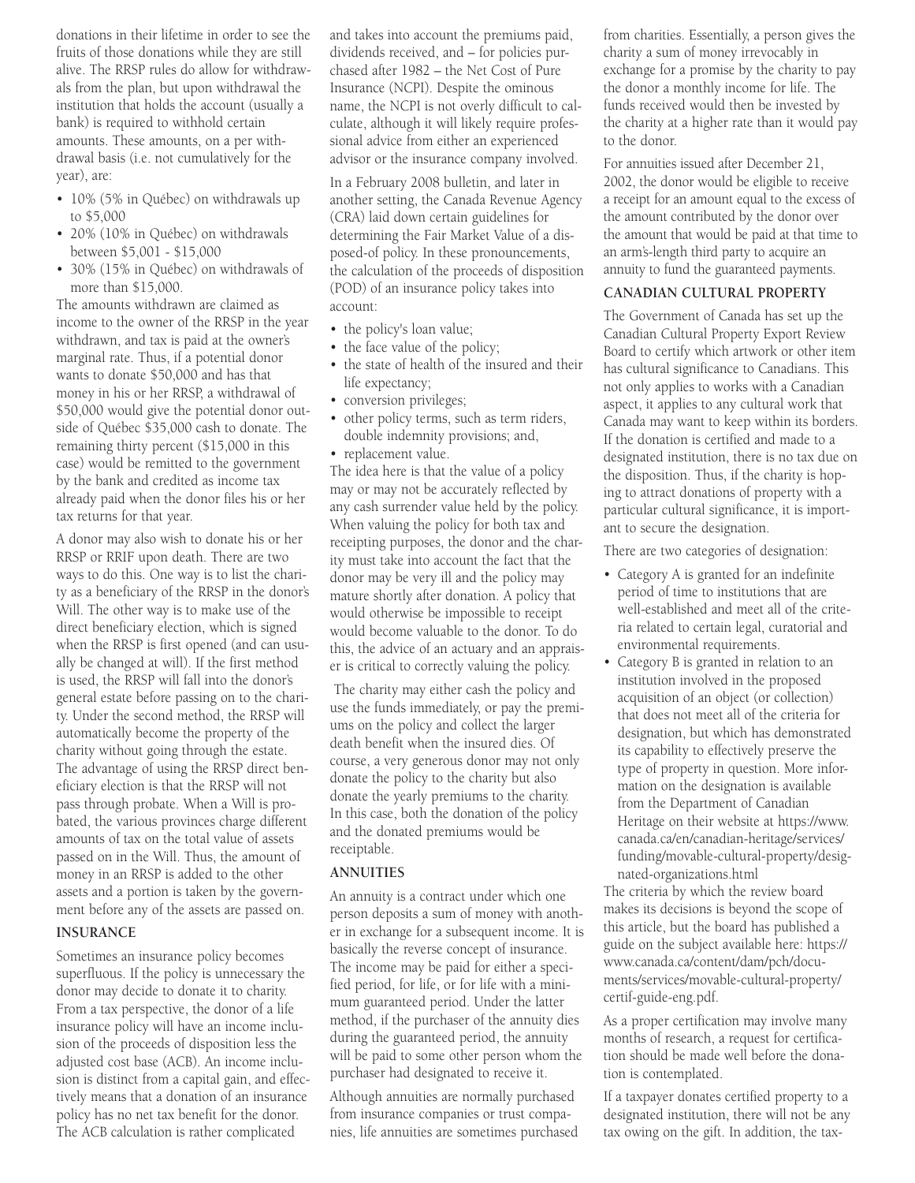donations in their lifetime in order to see the fruits of those donations while they are still alive. The RRSP rules do allow for withdrawals from the plan, but upon withdrawal the institution that holds the account (usually a bank) is required to withhold certain amounts. These amounts, on a per withdrawal basis (i.e. not cumulatively for the year), are:

- 10% (5% in Québec) on withdrawals up to $5,000
- 20% (10% in Québec) on withdrawals between $5,001 - $15,000
- 30% (15% in Québec) on withdrawals of more than $15,000.

The amounts withdrawn are claimed as income to the owner of the RRSP in the year withdrawn, and tax is paid at the owner's marginal rate. Thus, if a potential donor wants to donate $50,000 and has that money in his or her RRSP, a withdrawal of $50,000 would give the potential donor outside of Québec $35,000 cash to donate. The remaining thirty percent ($15,000 in this case) would be remitted to the government by the bank and credited as income tax already paid when the donor files his or her tax returns for that year.

A donor may also wish to donate his or her RRSP or RRIF upon death. There are two ways to do this. One way is to list the charity as a beneficiary of the RRSP in the donor's Will. The other way is to make use of the direct beneficiary election, which is signed when the RRSP is first opened (and can usually be changed at will). If the first method is used, the RRSP will fall into the donor's general estate before passing on to the charity. Under the second method, the RRSP will automatically become the property of the charity without going through the estate. The advantage of using the RRSP direct beneficiary election is that the RRSP will not pass through probate. When a Will is probated, the various provinces charge different amounts of tax on the total value of assets passed on in the Will. Thus, the amount of money in an RRSP is added to the other assets and a portion is taken by the government before any of the assets are passed on.

## INSURANCE

Sometimes an insurance policy becomes superfluous. If the policy is unnecessary the donor may decide to donate it to charity. From a tax perspective, the donor of a life insurance policy will have an income inclusion of the proceeds of disposition less the adjusted cost base (ACB). An income inclusion is distinct from a capital gain, and effectively means that a donation of an insurance policy has no net tax benefit for the donor. The ACB calculation is rather complicated and takes into account the premiums paid, dividends received, and – for policies purchased after 1982 – the Net Cost of Pure Insurance (NCPI). Despite the ominous name, the NCPI is not overly difficult to calculate, although it will likely require professional advice from either an experienced advisor or the insurance company involved.

In a February 2008 bulletin, and later in another setting, the Canada Revenue Agency (CRA) laid down certain guidelines for determining the Fair Market Value of a disposed-of policy. In these pronouncements, the calculation of the proceeds of disposition (POD) of an insurance policy takes into account:

- the policy's loan value;
- the face value of the policy;
- the state of health of the insured and their life expectancy;
- conversion privileges;
- other policy terms, such as term riders, double indemnity provisions; and,
- replacement value.

The idea here is that the value of a policy may or may not be accurately reflected by any cash surrender value held by the policy. When valuing the policy for both tax and receipting purposes, the donor and the charity must take into account the fact that the donor may be very ill and the policy may mature shortly after donation. A policy that would otherwise be impossible to receipt would become valuable to the donor. To do this, the advice of an actuary and an appraiser is critical to correctly valuing the policy.

The charity may either cash the policy and use the funds immediately, or pay the premiums on the policy and collect the larger death benefit when the insured dies. Of course, a very generous donor may not only donate the policy to the charity but also donate the yearly premiums to the charity. In this case, both the donation of the policy and the donated premiums would be receiptable.

## ANNUITIES

An annuity is a contract under which one person deposits a sum of money with another in exchange for a subsequent income. It is basically the reverse concept of insurance. The income may be paid for either a specified period, for life, or for life with a minimum guaranteed period. Under the latter method, if the purchaser of the annuity dies during the guaranteed period, the annuity will be paid to some other person whom the purchaser had designated to receive it.

Although annuities are normally purchased from insurance companies or trust companies, life annuities are sometimes purchased from charities. Essentially, a person gives the charity a sum of money irrevocably in exchange for a promise by the charity to pay the donor a monthly income for life. The funds received would then be invested by the charity at a higher rate than it would pay to the donor.

For annuities issued after December 21, 2002, the donor would be eligible to receive a receipt for an amount equal to the excess of the amount contributed by the donor over the amount that would be paid at that time to an arm's-length third party to acquire an annuity to fund the guaranteed payments.

## CANADIAN CULTURAL PROPERTY

The Government of Canada has set up the Canadian Cultural Property Export Review Board to certify which artwork or other item has cultural significance to Canadians. This not only applies to works with a Canadian aspect, it applies to any cultural work that Canada may want to keep within its borders. If the donation is certified and made to a designated institution, there is no tax due on the disposition. Thus, if the charity is hoping to attract donations of property with a particular cultural significance, it is important to secure the designation.

There are two categories of designation:

- Category A is granted for an indefinite period of time to institutions that are well-established and meet all of the criteria related to certain legal, curatorial and environmental requirements.
- Category B is granted in relation to an institution involved in the proposed acquisition of an object (or collection) that does not meet all of the criteria for designation, but which has demonstrated its capability to effectively preserve the type of property in question. More information on the designation is available from the Department of Canadian Heritage on their website at https://www.canada.ca/en/canadian-heritage/services/funding/movable-cultural-property/designated-organizations.html

The criteria by which the review board makes its decisions is beyond the scope of this article, but the board has published a guide on the subject available here: https://www.canada.ca/content/dam/pch/documents/services/movable-cultural-property/certif-guide-eng.pdf.

As a proper certification may involve many months of research, a request for certification should be made well before the donation is contemplated.

If a taxpayer donates certified property to a designated institution, there will not be any tax owing on the gift. In addition, the tax-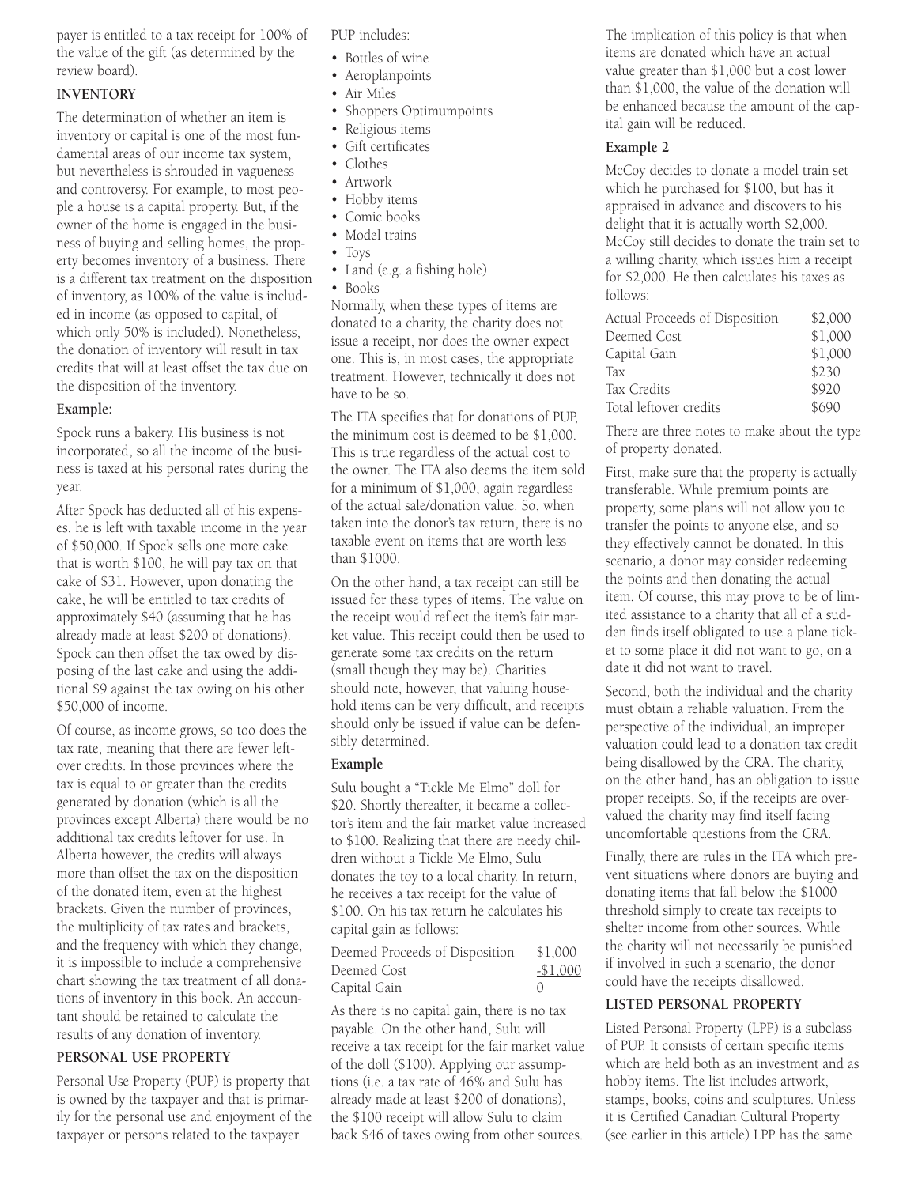payer is entitled to a tax receipt for 100% of the value of the gift (as determined by the review board).

### INVENTORY

The determination of whether an item is inventory or capital is one of the most fundamental areas of our income tax system, but nevertheless is shrouded in vagueness and controversy. For example, to most people a house is a capital property. But, if the owner of the home is engaged in the business of buying and selling homes, the property becomes inventory of a business. There is a different tax treatment on the disposition of inventory, as 100% of the value is included in income (as opposed to capital, of which only 50% is included). Nonetheless, the donation of inventory will result in tax credits that will at least offset the tax due on the disposition of the inventory.

**Example:**

Spock runs a bakery. His business is not incorporated, so all the income of the business is taxed at his personal rates during the year.

After Spock has deducted all of his expenses, he is left with taxable income in the year of $50,000. If Spock sells one more cake that is worth $100, he will pay tax on that cake of $31. However, upon donating the cake, he will be entitled to tax credits of approximately $40 (assuming that he has already made at least $200 of donations). Spock can then offset the tax owed by disposing of the last cake and using the additional $9 against the tax owing on his other $50,000 of income.

Of course, as income grows, so too does the tax rate, meaning that there are fewer leftover credits. In those provinces where the tax is equal to or greater than the credits generated by donation (which is all the provinces except Alberta) there would be no additional tax credits leftover for use. In Alberta however, the credits will always more than offset the tax on the disposition of the donated item, even at the highest brackets. Given the number of provinces, the multiplicity of tax rates and brackets, and the frequency with which they change, it is impossible to include a comprehensive chart showing the tax treatment of all donations of inventory in this book. An accountant should be retained to calculate the results of any donation of inventory.

### PERSONAL USE PROPERTY

Personal Use Property (PUP) is property that is owned by the taxpayer and that is primarily for the personal use and enjoyment of the taxpayer or persons related to the taxpayer.

PUP includes:

- Bottles of wine
- Aeroplanpoints
- Air Miles
- Shoppers Optimumpoints
- Religious items
- Gift certificates
- Clothes
- Artwork
- Hobby items
- Comic books
- Model trains
- Toys
- Land (e.g. a fishing hole)
- Books

Normally, when these types of items are donated to a charity, the charity does not issue a receipt, nor does the owner expect one. This is, in most cases, the appropriate treatment. However, technically it does not have to be so.

The ITA specifies that for donations of PUP, the minimum cost is deemed to be $1,000. This is true regardless of the actual cost to the owner. The ITA also deems the item sold for a minimum of $1,000, again regardless of the actual sale/donation value. So, when taken into the donor's tax return, there is no taxable event on items that are worth less than $1000.

On the other hand, a tax receipt can still be issued for these types of items. The value on the receipt would reflect the item's fair market value. This receipt could then be used to generate some tax credits on the return (small though they may be). Charities should note, however, that valuing household items can be very difficult, and receipts should only be issued if value can be defensibly determined.

**Example**

Sulu bought a "Tickle Me Elmo" doll for $20. Shortly thereafter, it became a collector's item and the fair market value increased to $100. Realizing that there are needy children without a Tickle Me Elmo, Sulu donates the toy to a local charity. In return, he receives a tax receipt for the value of $100. On his tax return he calculates his capital gain as follows:

| | |
|---|---|
| Deemed Proceeds of Disposition | $1,000 |
| Deemed Cost | -$1,000 |
| Capital Gain | 0 |

As there is no capital gain, there is no tax payable. On the other hand, Sulu will receive a tax receipt for the fair market value of the doll ($100). Applying our assumptions (i.e. a tax rate of 46% and Sulu has already made at least $200 of donations), the $100 receipt will allow Sulu to claim back $46 of taxes owing from other sources.

The implication of this policy is that when items are donated which have an actual value greater than $1,000 but a cost lower than $1,000, the value of the donation will be enhanced because the amount of the capital gain will be reduced.

**Example 2**

McCoy decides to donate a model train set which he purchased for $100, but has it appraised in advance and discovers to his delight that it is actually worth $2,000. McCoy still decides to donate the train set to a willing charity, which issues him a receipt for $2,000. He then calculates his taxes as follows:

| | |
|---|---|
| Actual Proceeds of Disposition | $2,000 |
| Deemed Cost | $1,000 |
| Capital Gain | $1,000 |
| Tax | $230 |
| Tax Credits | $920 |
| Total leftover credits | $690 |

There are three notes to make about the type of property donated.

First, make sure that the property is actually transferable. While premium points are property, some plans will not allow you to transfer the points to anyone else, and so they effectively cannot be donated. In this scenario, a donor may consider redeeming the points and then donating the actual item. Of course, this may prove to be of limited assistance to a charity that all of a sudden finds itself obligated to use a plane ticket to some place it did not want to go, on a date it did not want to travel.

Second, both the individual and the charity must obtain a reliable valuation. From the perspective of the individual, an improper valuation could lead to a donation tax credit being disallowed by the CRA. The charity, on the other hand, has an obligation to issue proper receipts. So, if the receipts are overvalued the charity may find itself facing uncomfortable questions from the CRA.

Finally, there are rules in the ITA which prevent situations where donors are buying and donating items that fall below the $1000 threshold simply to create tax receipts to shelter income from other sources. While the charity will not necessarily be punished if involved in such a scenario, the donor could have the receipts disallowed.

### LISTED PERSONAL PROPERTY

Listed Personal Property (LPP) is a subclass of PUP. It consists of certain specific items which are held both as an investment and as hobby items. The list includes artwork, stamps, books, coins and sculptures. Unless it is Certified Canadian Cultural Property (see earlier in this article) LPP has the same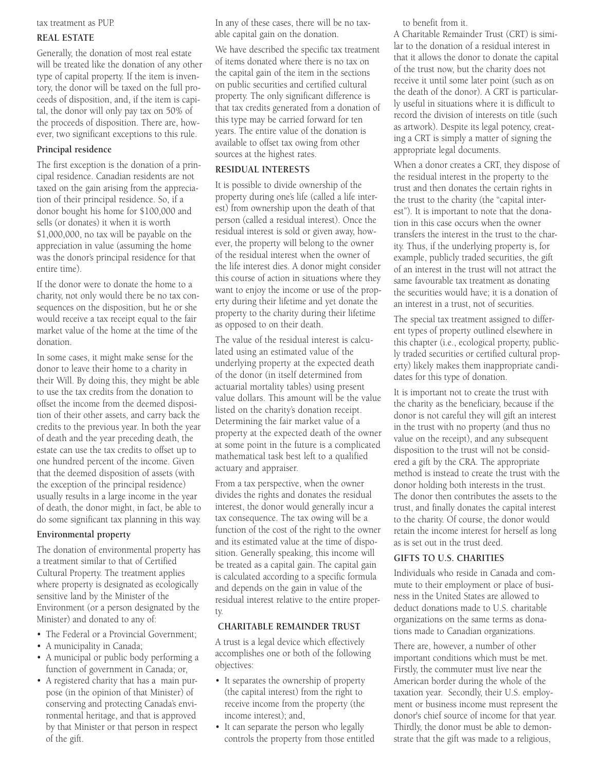tax treatment as PUP.

## REAL ESTATE

Generally, the donation of most real estate will be treated like the donation of any other type of capital property. If the item is inventory, the donor will be taxed on the full proceeds of disposition, and, if the item is capital, the donor will only pay tax on 50% of the proceeds of disposition. There are, however, two significant exceptions to this rule.

### Principal residence

The first exception is the donation of a principal residence. Canadian residents are not taxed on the gain arising from the appreciation of their principal residence. So, if a donor bought his home for $100,000 and sells (or donates) it when it is worth $1,000,000, no tax will be payable on the appreciation in value (assuming the home was the donor's principal residence for that entire time).

If the donor were to donate the home to a charity, not only would there be no tax consequences on the disposition, but he or she would receive a tax receipt equal to the fair market value of the home at the time of the donation.

In some cases, it might make sense for the donor to leave their home to a charity in their Will. By doing this, they might be able to use the tax credits from the donation to offset the income from the deemed disposition of their other assets, and carry back the credits to the previous year. In both the year of death and the year preceding death, the estate can use the tax credits to offset up to one hundred percent of the income. Given that the deemed disposition of assets (with the exception of the principal residence) usually results in a large income in the year of death, the donor might, in fact, be able to do some significant tax planning in this way.

### Environmental property

The donation of environmental property has a treatment similar to that of Certified Cultural Property. The treatment applies where property is designated as ecologically sensitive land by the Minister of the Environment (or a person designated by the Minister) and donated to any of:

- The Federal or a Provincial Government;
- A municipality in Canada;
- A municipal or public body performing a function of government in Canada; or,
- A registered charity that has a main purpose (in the opinion of that Minister) of conserving and protecting Canada's environmental heritage, and that is approved by that Minister or that person in respect of the gift.

In any of these cases, there will be no taxable capital gain on the donation.

We have described the specific tax treatment of items donated where there is no tax on the capital gain of the item in the sections on public securities and certified cultural property. The only significant difference is that tax credits generated from a donation of this type may be carried forward for ten years. The entire value of the donation is available to offset tax owing from other sources at the highest rates.

## RESIDUAL INTERESTS

It is possible to divide ownership of the property during one's life (called a life interest) from ownership upon the death of that person (called a residual interest). Once the residual interest is sold or given away, however, the property will belong to the owner of the residual interest when the owner of the life interest dies. A donor might consider this course of action in situations where they want to enjoy the income or use of the property during their lifetime and yet donate the property to the charity during their lifetime as opposed to on their death.

The value of the residual interest is calculated using an estimated value of the underlying property at the expected death of the donor (in itself determined from actuarial mortality tables) using present value dollars. This amount will be the value listed on the charity's donation receipt. Determining the fair market value of a property at the expected death of the owner at some point in the future is a complicated mathematical task best left to a qualified actuary and appraiser.

From a tax perspective, when the owner divides the rights and donates the residual interest, the donor would generally incur a tax consequence. The tax owing will be a function of the cost of the right to the owner and its estimated value at the time of disposition. Generally speaking, this income will be treated as a capital gain. The capital gain is calculated according to a specific formula and depends on the gain in value of the residual interest relative to the entire property.

## CHARITABLE REMAINDER TRUST

A trust is a legal device which effectively accomplishes one or both of the following objectives:

- It separates the ownership of property (the capital interest) from the right to receive income from the property (the income interest); and,
- It can separate the person who legally controls the property from those entitled to benefit from it.

A Charitable Remainder Trust (CRT) is similar to the donation of a residual interest in that it allows the donor to donate the capital of the trust now, but the charity does not receive it until some later point (such as on the death of the donor). A CRT is particularly useful in situations where it is difficult to record the division of interests on title (such as artwork). Despite its legal potency, creating a CRT is simply a matter of signing the appropriate legal documents.

When a donor creates a CRT, they dispose of the residual interest in the property to the trust and then donates the certain rights in the trust to the charity (the "capital interest"). It is important to note that the donation in this case occurs when the owner transfers the interest in the trust to the charity. Thus, if the underlying property is, for example, publicly traded securities, the gift of an interest in the trust will not attract the same favourable tax treatment as donating the securities would have; it is a donation of an interest in a trust, not of securities.

The special tax treatment assigned to different types of property outlined elsewhere in this chapter (i.e., ecological property, publicly traded securities or certified cultural property) likely makes them inappropriate candidates for this type of donation.

It is important not to create the trust with the charity as the beneficiary, because if the donor is not careful they will gift an interest in the trust with no property (and thus no value on the receipt), and any subsequent disposition to the trust will not be considered a gift by the CRA. The appropriate method is instead to create the trust with the donor holding both interests in the trust. The donor then contributes the assets to the trust, and finally donates the capital interest to the charity. Of course, the donor would retain the income interest for herself as long as is set out in the trust deed.

## GIFTS TO U.S. CHARITIES

Individuals who reside in Canada and commute to their employment or place of business in the United States are allowed to deduct donations made to U.S. charitable organizations on the same terms as donations made to Canadian organizations.

There are, however, a number of other important conditions which must be met. Firstly, the commuter must live near the American border during the whole of the taxation year. Secondly, their U.S. employment or business income must represent the donor's chief source of income for that year. Thirdly, the donor must be able to demonstrate that the gift was made to a religious,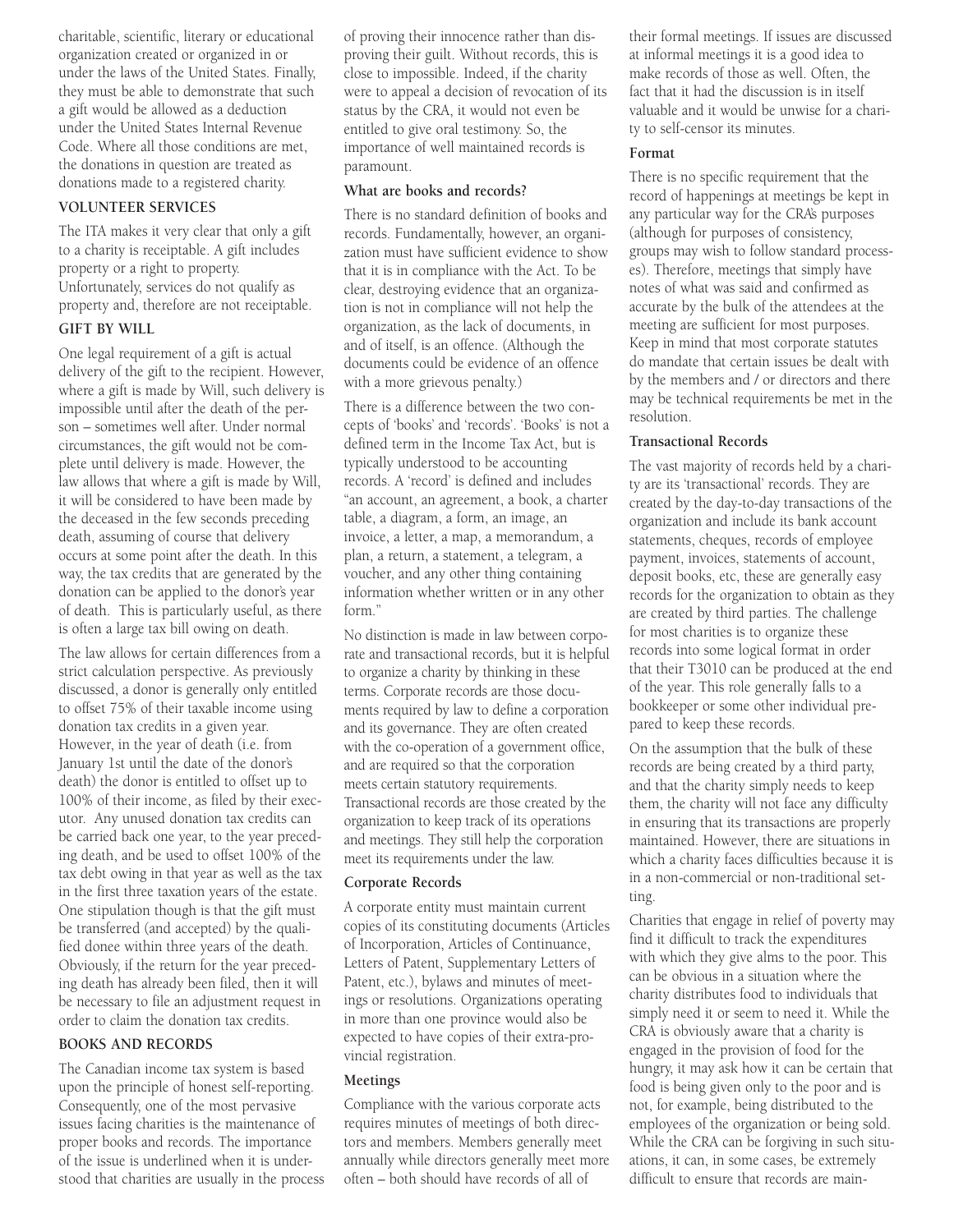charitable, scientific, literary or educational organization created or organized in or under the laws of the United States. Finally, they must be able to demonstrate that such a gift would be allowed as a deduction under the United States Internal Revenue Code. Where all those conditions are met, the donations in question are treated as donations made to a registered charity.

## VOLUNTEER SERVICES

The ITA makes it very clear that only a gift to a charity is receiptable. A gift includes property or a right to property. Unfortunately, services do not qualify as property and, therefore are not receiptable.

## GIFT BY WILL

One legal requirement of a gift is actual delivery of the gift to the recipient. However, where a gift is made by Will, such delivery is impossible until after the death of the person – sometimes well after. Under normal circumstances, the gift would not be complete until delivery is made. However, the law allows that where a gift is made by Will, it will be considered to have been made by the deceased in the few seconds preceding death, assuming of course that delivery occurs at some point after the death. In this way, the tax credits that are generated by the donation can be applied to the donor's year of death. This is particularly useful, as there is often a large tax bill owing on death.

The law allows for certain differences from a strict calculation perspective. As previously discussed, a donor is generally only entitled to offset 75% of their taxable income using donation tax credits in a given year. However, in the year of death (i.e. from January 1st until the date of the donor's death) the donor is entitled to offset up to 100% of their income, as filed by their executor. Any unused donation tax credits can be carried back one year, to the year preceding death, and be used to offset 100% of the tax debt owing in that year as well as the tax in the first three taxation years of the estate. One stipulation though is that the gift must be transferred (and accepted) by the qualified donee within three years of the death. Obviously, if the return for the year preceding death has already been filed, then it will be necessary to file an adjustment request in order to claim the donation tax credits.

## BOOKS AND RECORDS

The Canadian income tax system is based upon the principle of honest self-reporting. Consequently, one of the most pervasive issues facing charities is the maintenance of proper books and records. The importance of the issue is underlined when it is understood that charities are usually in the process of proving their innocence rather than disproving their guilt. Without records, this is close to impossible. Indeed, if the charity were to appeal a decision of revocation of its status by the CRA, it would not even be entitled to give oral testimony. So, the importance of well maintained records is paramount.

### What are books and records?

There is no standard definition of books and records. Fundamentally, however, an organization must have sufficient evidence to show that it is in compliance with the Act. To be clear, destroying evidence that an organization is not in compliance will not help the organization, as the lack of documents, in and of itself, is an offence. (Although the documents could be evidence of an offence with a more grievous penalty.)

There is a difference between the two concepts of 'books' and 'records'. 'Books' is not a defined term in the Income Tax Act, but is typically understood to be accounting records. A 'record' is defined and includes "an account, an agreement, a book, a charter table, a diagram, a form, an image, an invoice, a letter, a map, a memorandum, a plan, a return, a statement, a telegram, a voucher, and any other thing containing information whether written or in any other form."

No distinction is made in law between corporate and transactional records, but it is helpful to organize a charity by thinking in these terms. Corporate records are those documents required by law to define a corporation and its governance. They are often created with the co-operation of a government office, and are required so that the corporation meets certain statutory requirements. Transactional records are those created by the organization to keep track of its operations and meetings. They still help the corporation meet its requirements under the law.

### Corporate Records

A corporate entity must maintain current copies of its constituting documents (Articles of Incorporation, Articles of Continuance, Letters of Patent, Supplementary Letters of Patent, etc.), bylaws and minutes of meetings or resolutions. Organizations operating in more than one province would also be expected to have copies of their extra-provincial registration.

### Meetings

Compliance with the various corporate acts requires minutes of meetings of both directors and members. Members generally meet annually while directors generally meet more often – both should have records of all of their formal meetings. If issues are discussed at informal meetings it is a good idea to make records of those as well. Often, the fact that it had the discussion is in itself valuable and it would be unwise for a charity to self-censor its minutes.

### Format

There is no specific requirement that the record of happenings at meetings be kept in any particular way for the CRA's purposes (although for purposes of consistency, groups may wish to follow standard processes). Therefore, meetings that simply have notes of what was said and confirmed as accurate by the bulk of the attendees at the meeting are sufficient for most purposes. Keep in mind that most corporate statutes do mandate that certain issues be dealt with by the members and / or directors and there may be technical requirements be met in the resolution.

### Transactional Records

The vast majority of records held by a charity are its 'transactional' records. They are created by the day-to-day transactions of the organization and include its bank account statements, cheques, records of employee payment, invoices, statements of account, deposit books, etc, these are generally easy records for the organization to obtain as they are created by third parties. The challenge for most charities is to organize these records into some logical format in order that their T3010 can be produced at the end of the year. This role generally falls to a bookkeeper or some other individual prepared to keep these records.

On the assumption that the bulk of these records are being created by a third party, and that the charity simply needs to keep them, the charity will not face any difficulty in ensuring that its transactions are properly maintained. However, there are situations in which a charity faces difficulties because it is in a non-commercial or non-traditional setting.

Charities that engage in relief of poverty may find it difficult to track the expenditures with which they give alms to the poor. This can be obvious in a situation where the charity distributes food to individuals that simply need it or seem to need it. While the CRA is obviously aware that a charity is engaged in the provision of food for the hungry, it may ask how it can be certain that food is being given only to the poor and is not, for example, being distributed to the employees of the organization or being sold. While the CRA can be forgiving in such situations, it can, in some cases, be extremely difficult to ensure that records are main-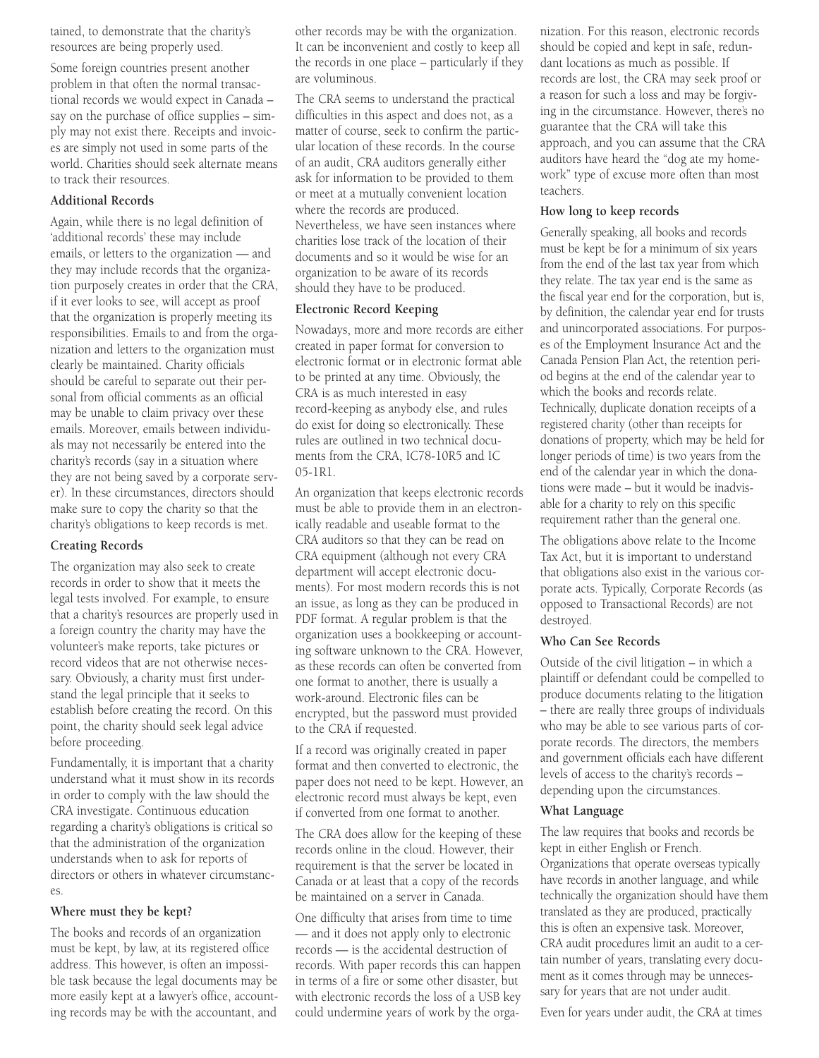tained, to demonstrate that the charity's resources are being properly used.

Some foreign countries present another problem in that often the normal transactional records we would expect in Canada – say on the purchase of office supplies – simply may not exist there. Receipts and invoices are simply not used in some parts of the world. Charities should seek alternate means to track their resources.

**Additional Records**

Again, while there is no legal definition of 'additional records' these may include emails, or letters to the organization — and they may include records that the organization purposely creates in order that the CRA, if it ever looks to see, will accept as proof that the organization is properly meeting its responsibilities. Emails to and from the organization and letters to the organization must clearly be maintained. Charity officials should be careful to separate out their personal from official comments as an official may be unable to claim privacy over these emails. Moreover, emails between individuals may not necessarily be entered into the charity's records (say in a situation where they are not being saved by a corporate server). In these circumstances, directors should make sure to copy the charity so that the charity's obligations to keep records is met.

**Creating Records**

The organization may also seek to create records in order to show that it meets the legal tests involved. For example, to ensure that a charity's resources are properly used in a foreign country the charity may have the volunteer's make reports, take pictures or record videos that are not otherwise necessary. Obviously, a charity must first understand the legal principle that it seeks to establish before creating the record. On this point, the charity should seek legal advice before proceeding.

Fundamentally, it is important that a charity understand what it must show in its records in order to comply with the law should the CRA investigate. Continuous education regarding a charity's obligations is critical so that the administration of the organization understands when to ask for reports of directors or others in whatever circumstances.

**Where must they be kept?**

The books and records of an organization must be kept, by law, at its registered office address. This however, is often an impossible task because the legal documents may be more easily kept at a lawyer's office, accounting records may be with the accountant, and other records may be with the organization. It can be inconvenient and costly to keep all the records in one place – particularly if they are voluminous.

The CRA seems to understand the practical difficulties in this aspect and does not, as a matter of course, seek to confirm the particular location of these records. In the course of an audit, CRA auditors generally either ask for information to be provided to them or meet at a mutually convenient location where the records are produced. Nevertheless, we have seen instances where charities lose track of the location of their documents and so it would be wise for an organization to be aware of its records should they have to be produced.

**Electronic Record Keeping**

Nowadays, more and more records are either created in paper format for conversion to electronic format or in electronic format able to be printed at any time. Obviously, the CRA is as much interested in easy record-keeping as anybody else, and rules do exist for doing so electronically. These rules are outlined in two technical documents from the CRA, IC78-10R5 and IC 05-1R1.

An organization that keeps electronic records must be able to provide them in an electronically readable and useable format to the CRA auditors so that they can be read on CRA equipment (although not every CRA department will accept electronic documents). For most modern records this is not an issue, as long as they can be produced in PDF format. A regular problem is that the organization uses a bookkeeping or accounting software unknown to the CRA. However, as these records can often be converted from one format to another, there is usually a work-around. Electronic files can be encrypted, but the password must provided to the CRA if requested.

If a record was originally created in paper format and then converted to electronic, the paper does not need to be kept. However, an electronic record must always be kept, even if converted from one format to another.

The CRA does allow for the keeping of these records online in the cloud. However, their requirement is that the server be located in Canada or at least that a copy of the records be maintained on a server in Canada.

One difficulty that arises from time to time — and it does not apply only to electronic records — is the accidental destruction of records. With paper records this can happen in terms of a fire or some other disaster, but with electronic records the loss of a USB key could undermine years of work by the organization. For this reason, electronic records should be copied and kept in safe, redundant locations as much as possible. If records are lost, the CRA may seek proof or a reason for such a loss and may be forgiving in the circumstance. However, there's no guarantee that the CRA will take this approach, and you can assume that the CRA auditors have heard the "dog ate my homework" type of excuse more often than most teachers.

**How long to keep records**

Generally speaking, all books and records must be kept be for a minimum of six years from the end of the last tax year from which they relate. The tax year end is the same as the fiscal year end for the corporation, but is, by definition, the calendar year end for trusts and unincorporated associations. For purposes of the Employment Insurance Act and the Canada Pension Plan Act, the retention period begins at the end of the calendar year to which the books and records relate. Technically, duplicate donation receipts of a registered charity (other than receipts for donations of property, which may be held for longer periods of time) is two years from the end of the calendar year in which the donations were made – but it would be inadvisable for a charity to rely on this specific requirement rather than the general one.

The obligations above relate to the Income Tax Act, but it is important to understand that obligations also exist in the various corporate acts. Typically, Corporate Records (as opposed to Transactional Records) are not destroyed.

**Who Can See Records**

Outside of the civil litigation – in which a plaintiff or defendant could be compelled to produce documents relating to the litigation – there are really three groups of individuals who may be able to see various parts of corporate records. The directors, the members and government officials each have different levels of access to the charity's records – depending upon the circumstances.

**What Language**

The law requires that books and records be kept in either English or French. Organizations that operate overseas typically have records in another language, and while technically the organization should have them translated as they are produced, practically this is often an expensive task. Moreover, CRA audit procedures limit an audit to a certain number of years, translating every document as it comes through may be unnecessary for years that are not under audit.

Even for years under audit, the CRA at times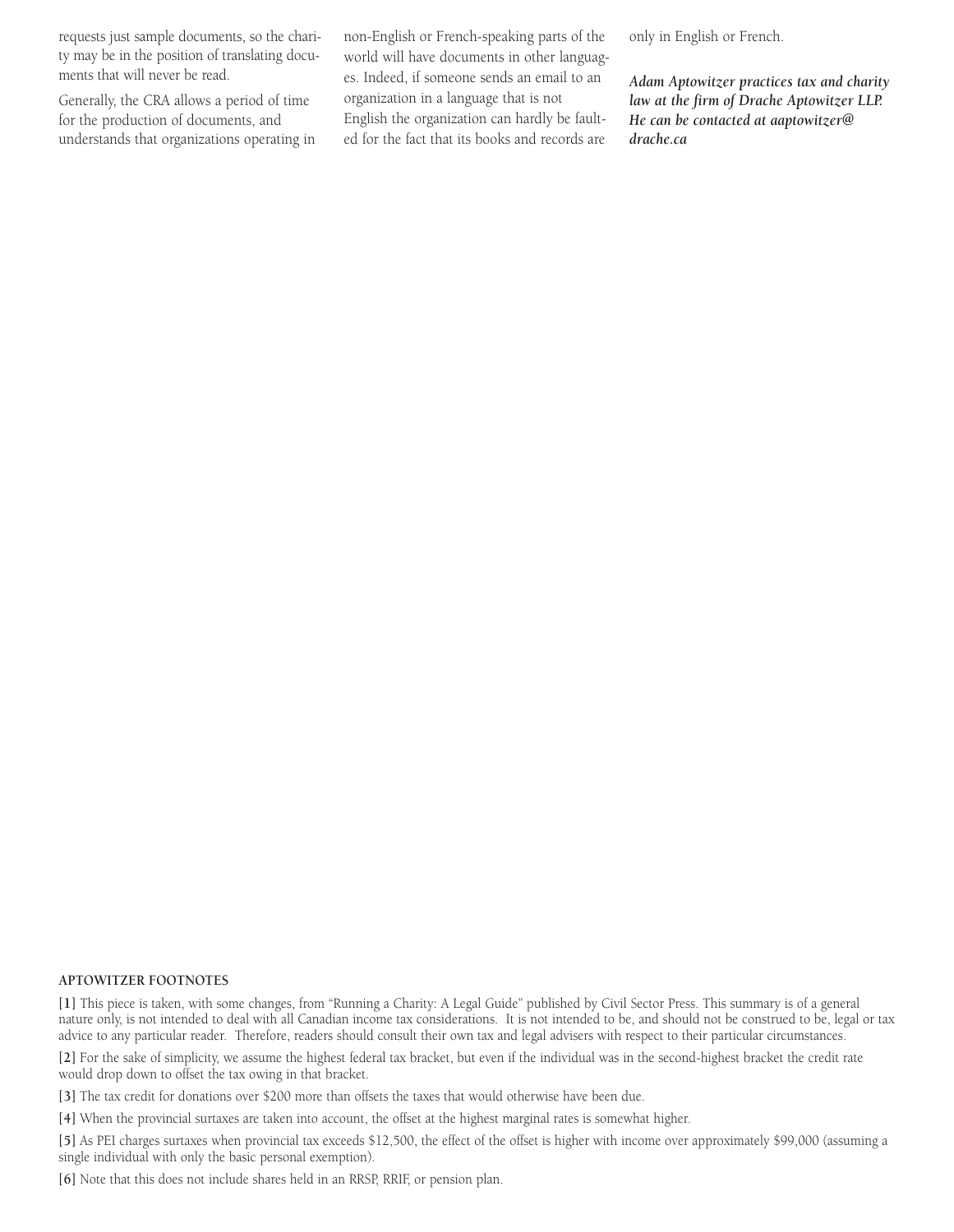requests just sample documents, so the charity may be in the position of translating documents that will never be read.

Generally, the CRA allows a period of time for the production of documents, and understands that organizations operating in non-English or French-speaking parts of the world will have documents in other languages. Indeed, if someone sends an email to an organization in a language that is not English the organization can hardly be faulted for the fact that its books and records are only in English or French.

***Adam Aptowitzer practices tax and charity law at the firm of Drache Aptowitzer LLP. He can be contacted at aaptowitzer@drache.ca***

**APTOWITZER FOOTNOTES**

**[1]** This piece is taken, with some changes, from "Running a Charity: A Legal Guide" published by Civil Sector Press. This summary is of a general nature only, is not intended to deal with all Canadian income tax considerations. It is not intended to be, and should not be construed to be, legal or tax advice to any particular reader. Therefore, readers should consult their own tax and legal advisers with respect to their particular circumstances.

**[2]** For the sake of simplicity, we assume the highest federal tax bracket, but even if the individual was in the second-highest bracket the credit rate would drop down to offset the tax owing in that bracket.

**[3]** The tax credit for donations over $200 more than offsets the taxes that would otherwise have been due.

**[4]** When the provincial surtaxes are taken into account, the offset at the highest marginal rates is somewhat higher.

**[5]** As PEI charges surtaxes when provincial tax exceeds $12,500, the effect of the offset is higher with income over approximately $99,000 (assuming a single individual with only the basic personal exemption).

**[6]** Note that this does not include shares held in an RRSP, RRIF, or pension plan.